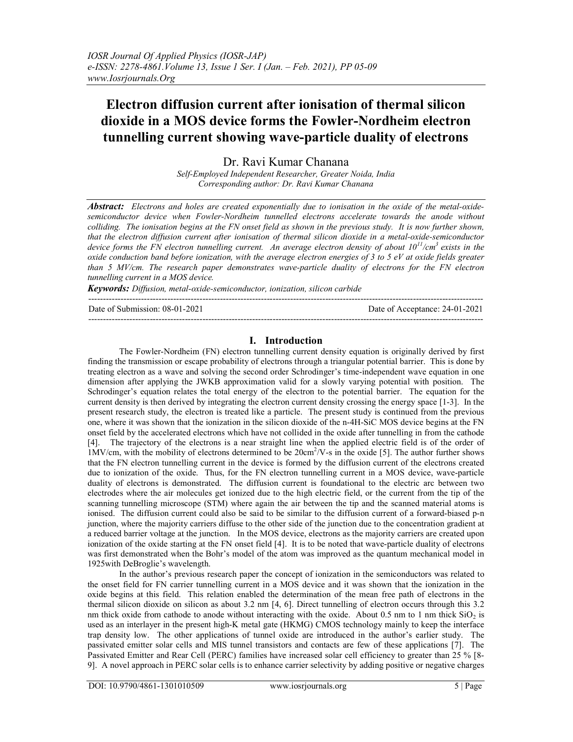# Electron diffusion current after ionisation of thermal silicon dioxide in a MOS device forms the Fowler-Nordheim electron tunnelling current showing wave-particle duality of electrons

Dr. Ravi Kumar Chanana

*Self-Employed Independent Researcher, Greater Noida, India*
*Corresponding author: Dr. Ravi Kumar Chanana*

***Abstract:*** *Electrons and holes are created exponentially due to ionisation in the oxide of the metal-oxide-semiconductor device when Fowler-Nordheim tunnelled electrons accelerate towards the anode without colliding. The ionisation begins at the FN onset field as shown in the previous study. It is now further shown, that the electron diffusion current after ionisation of thermal silicon dioxide in a metal-oxide-semiconductor device forms the FN electron tunnelling current. An average electron density of about $10^{11}/cm^3$ exists in the oxide conduction band before ionization, with the average electron energies of 3 to 5 eV at oxide fields greater than 5 MV/cm. The research paper demonstrates wave-particle duality of electrons for the FN electron tunnelling current in a MOS device.*

***Keywords:*** *Diffusion, metal-oxide-semiconductor, ionization, silicon carbide*

---

Date of Submission: 08-01-2021 | Date of Acceptance: 24-01-2021

---

## I. Introduction

The Fowler-Nordheim (FN) electron tunnelling current density equation is originally derived by first finding the transmission or escape probability of electrons through a triangular potential barrier. This is done by treating electron as a wave and solving the second order Schrodinger's time-independent wave equation in one dimension after applying the JWKB approximation valid for a slowly varying potential with position. The Schrodinger's equation relates the total energy of the electron to the potential barrier. The equation for the current density is then derived by integrating the electron current density crossing the energy space [1-3]. In the present research study, the electron is treated like a particle. The present study is continued from the previous one, where it was shown that the ionization in the silicon dioxide of the n-4H-SiC MOS device begins at the FN onset field by the accelerated electrons which have not collided in the oxide after tunnelling in from the cathode [4]. The trajectory of the electrons is a near straight line when the applied electric field is of the order of 1MV/cm, with the mobility of electrons determined to be $20cm^2/V$-s in the oxide [5]. The author further shows that the FN electron tunnelling current in the device is formed by the diffusion current of the electrons created due to ionization of the oxide. Thus, for the FN electron tunnelling current in a MOS device, wave-particle duality of electrons is demonstrated. The diffusion current is foundational to the electric arc between two electrodes where the air molecules get ionized due to the high electric field, or the current from the tip of the scanning tunnelling microscope (STM) where again the air between the tip and the scanned material atoms is ionised. The diffusion current could also be said to be similar to the diffusion current of a forward-biased p-n junction, where the majority carriers diffuse to the other side of the junction due to the concentration gradient at a reduced barrier voltage at the junction. In the MOS device, electrons as the majority carriers are created upon ionization of the oxide starting at the FN onset field [4]. It is to be noted that wave-particle duality of electrons was first demonstrated when the Bohr's model of the atom was improved as the quantum mechanical model in 1925with DeBroglie's wavelength.

In the author's previous research paper the concept of ionization in the semiconductors was related to the onset field for FN carrier tunnelling current in a MOS device and it was shown that the ionization in the oxide begins at this field. This relation enabled the determination of the mean free path of electrons in the thermal silicon dioxide on silicon as about 3.2 nm [4, 6]. Direct tunnelling of electron occurs through this 3.2 nm thick oxide from cathode to anode without interacting with the oxide. About 0.5 nm to 1 nm thick $SiO_2$ is used as an interlayer in the present high-K metal gate (HKMG) CMOS technology mainly to keep the interface trap density low. The other applications of tunnel oxide are introduced in the author's earlier study. The passivated emitter solar cells and MIS tunnel transistors and contacts are few of these applications [7]. The Passivated Emitter and Rear Cell (PERC) families have increased solar cell efficiency to greater than 25 % [8-9]. A novel approach in PERC solar cells is to enhance carrier selectivity by adding positive or negative charges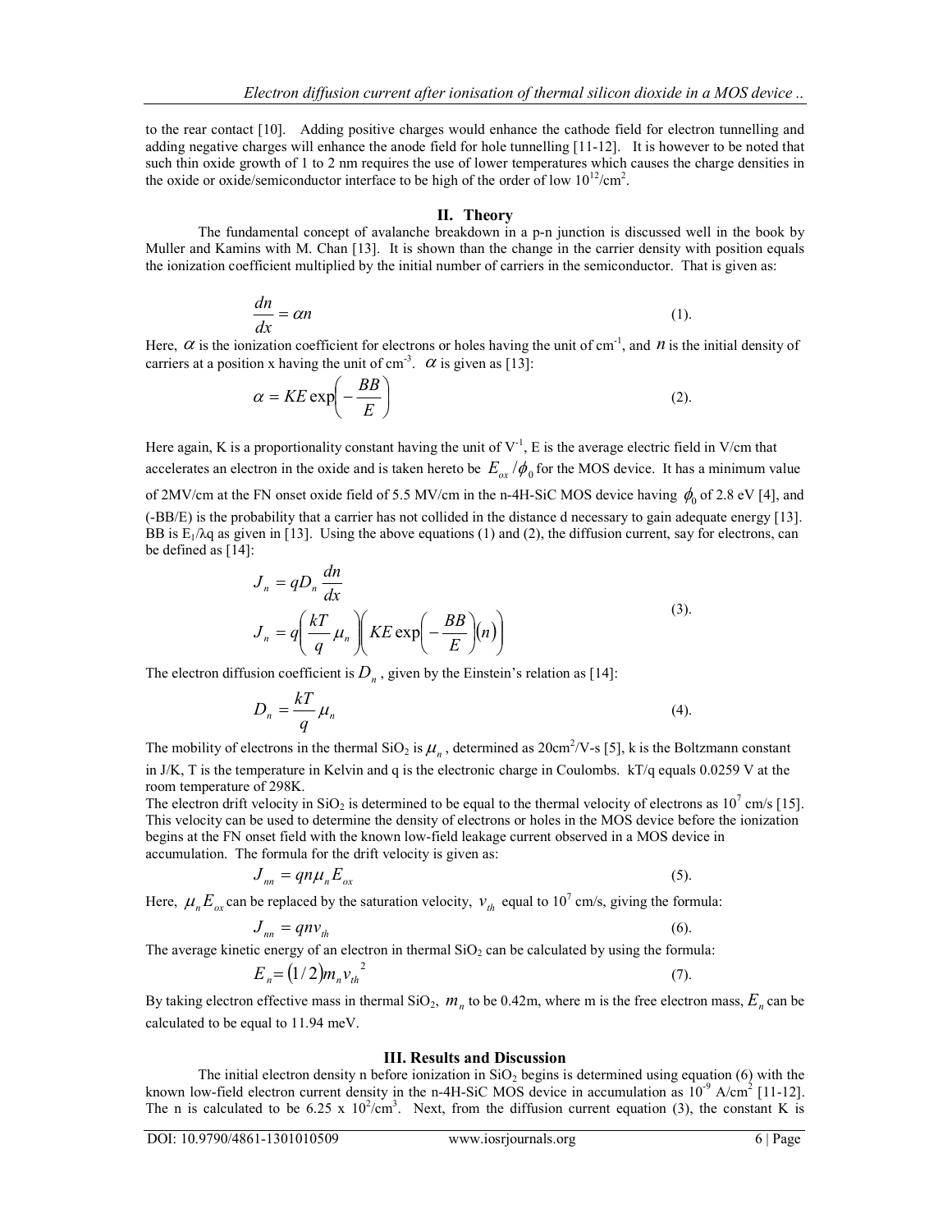to the rear contact [10]. Adding positive charges would enhance the cathode field for electron tunnelling and adding negative charges will enhance the anode field for hole tunnelling [11-12]. It is however to be noted that such thin oxide growth of 1 to 2 nm requires the use of lower temperatures which causes the charge densities in the oxide or oxide/semiconductor interface to be high of the order of low $10^{12}/\text{cm}^2$.

## II. Theory

The fundamental concept of avalanche breakdown in a p-n junction is discussed well in the book by Muller and Kamins with M. Chan [13]. It is shown than the change in the carrier density with position equals the ionization coefficient multiplied by the initial number of carriers in the semiconductor. That is given as:

$$\frac{dn}{dx} = \alpha n \tag{1}$$

Here, $\alpha$ is the ionization coefficient for electrons or holes having the unit of $\text{cm}^{-1}$, and $n$ is the initial density of carriers at a position x having the unit of $\text{cm}^{-3}$. $\alpha$ is given as [13]:

$$\alpha = KE\exp\left(-\frac{BB}{E}\right) \tag{2}$$

Here again, K is a proportionality constant having the unit of $\text{V}^{-1}$, E is the average electric field in V/cm that accelerates an electron in the oxide and is taken hereto be $E_{ox}/\phi_0$ for the MOS device. It has a minimum value of 2MV/cm at the FN onset oxide field of 5.5 MV/cm in the n-4H-SiC MOS device having $\phi_0$ of 2.8 eV [4], and (-BB/E) is the probability that a carrier has not collided in the distance d necessary to gain adequate energy [13]. BB is $E_1/\lambda q$ as given in [13]. Using the above equations (1) and (2), the diffusion current, say for electrons, can be defined as [14]:

$$\begin{aligned} J_n &= qD_n \frac{dn}{dx} \\ J_n &= q\left(\frac{kT}{q}\mu_n\right)\left(KE\exp\left(-\frac{BB}{E}\right)(n)\right) \end{aligned} \tag{3}$$

The electron diffusion coefficient is $D_n$, given by the Einstein's relation as [14]:

$$D_n = \frac{kT}{q}\mu_n \tag{4}$$

The mobility of electrons in the thermal $SiO_2$ is $\mu_n$, determined as $20\text{cm}^2/\text{V-s}$ [5], k is the Boltzmann constant in J/K, T is the temperature in Kelvin and q is the electronic charge in Coulombs. kT/q equals 0.0259 V at the room temperature of 298K.

The electron drift velocity in $SiO_2$ is determined to be equal to the thermal velocity of electrons as $10^7$ cm/s [15]. This velocity can be used to determine the density of electrons or holes in the MOS device before the ionization begins at the FN onset field with the known low-field leakage current observed in a MOS device in accumulation. The formula for the drift velocity is given as:

$$J_{nn} = qn\mu_n E_{ox} \tag{5}$$

Here, $\mu_n E_{ox}$ can be replaced by the saturation velocity, $v_{th}$ equal to $10^7$ cm/s, giving the formula:

$$J_{nn} = qnv_{th} \tag{6}$$

The average kinetic energy of an electron in thermal $SiO_2$ can be calculated by using the formula:

$$E_n = (1/2)m_n v_{th}^{\;2} \tag{7}$$

By taking electron effective mass in thermal $SiO_2$, $m_n$ to be 0.42m, where m is the free electron mass, $E_n$ can be calculated to be equal to 11.94 meV.

## III. Results and Discussion

The initial electron density n before ionization in $SiO_2$ begins is determined using equation (6) with the known low-field electron current density in the n-4H-SiC MOS device in accumulation as $10^{-9}$ $\text{A/cm}^2$ [11-12]. The n is calculated to be $6.25 \times 10^2/\text{cm}^3$. Next, from the diffusion current equation (3), the constant K is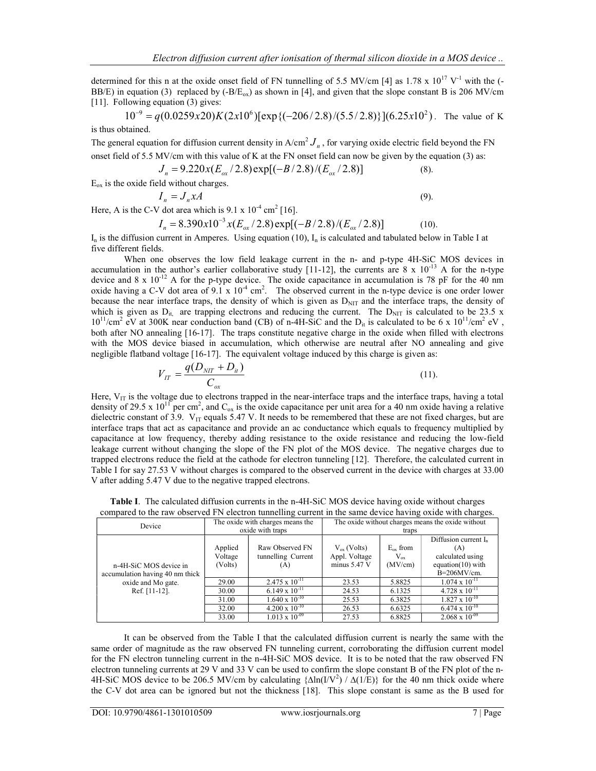determined for this n at the oxide onset field of FN tunnelling of 5.5 MV/cm [4] as 1.78 x $10^{17}$ $V^{-1}$ with the (-BB/E) in equation (3) replaced by ($-B/E_{ox}$) as shown in [4], and given that the slope constant B is 206 MV/cm [11]. Following equation (3) gives:

$$10^{-9} = q(0.0259x20)K(2x10^{6})[\exp\{(-206/2.8)/(5.5/2.8)\}](6.25x10^{2})$$. The value of K is thus obtained.

The general equation for diffusion current density in A/cm$^2$ $J_n$, for varying oxide electric field beyond the FN onset field of 5.5 MV/cm with this value of K at the FN onset field can now be given by the equation (3) as:

$$J_n = 9.220x(E_{ox}/2.8)\exp[(-B/2.8)/(E_{ox}/2.8)] \quad (8).$$

$E_{ox}$ is the oxide field without charges.

$$I_n = J_n xA \quad (9).$$

Here, A is the C-V dot area which is 9.1 x $10^{-4}$ cm$^2$ [16].

$$I_n = 8.390x10^{-3}x(E_{ox}/2.8)\exp[(-B/2.8)/(E_{ox}/2.8)] \quad (10).$$

$I_n$ is the diffusion current in Amperes. Using equation (10), $I_n$ is calculated and tabulated below in Table I at five different fields.

When one observes the low field leakage current in the n- and p-type 4H-SiC MOS devices in accumulation in the author's earlier collaborative study [11-12], the currents are 8 x $10^{-13}$ A for the n-type device and 8 x $10^{-12}$ A for the p-type device. The oxide capacitance in accumulation is 78 pF for the 40 nm oxide having a C-V dot area of 9.1 x $10^{-4}$ cm$^2$. The observed current in the n-type device is one order lower because the near interface traps, the density of which is given as $D_{NIT}$ and the interface traps, the density of which is given as $D_{it,}$ are trapping electrons and reducing the current. The $D_{NIT}$ is calculated to be 23.5 x $10^{11}$/cm$^2$ eV at 300K near conduction band (CB) of n-4H-SiC and the $D_{it}$ is calculated to be 6 x $10^{11}$/cm$^2$ eV , both after NO annealing [16-17]. The traps constitute negative charge in the oxide when filled with electrons with the MOS device biased in accumulation, which otherwise are neutral after NO annealing and give negligible flatband voltage [16-17]. The equivalent voltage induced by this charge is given as:

$$V_{IT} = \frac{q(D_{NIT} + D_{it})}{C_{ox}} \quad (11).$$

Here, $V_{IT}$ is the voltage due to electrons trapped in the near-interface traps and the interface traps, having a total density of 29.5 x $10^{11}$ per cm$^2$, and $C_{ox}$ is the oxide capacitance per unit area for a 40 nm oxide having a relative dielectric constant of 3.9. $V_{IT}$ equals 5.47 V. It needs to be remembered that these are not fixed charges, but are interface traps that act as capacitance and provide an ac conductance which equals to frequency multiplied by capacitance at low frequency, thereby adding resistance to the oxide resistance and reducing the low-field leakage current without changing the slope of the FN plot of the MOS device. The negative charges due to trapped electrons reduce the field at the cathode for electron tunneling [12]. Therefore, the calculated current in Table I for say 27.53 V without charges is compared to the observed current in the device with charges at 33.00 V after adding 5.47 V due to the negative trapped electrons.

**Table I**. The calculated diffusion currents in the n-4H-SiC MOS device having oxide without charges compared to the raw observed FN electron tunnelling current in the same device having oxide with charges.

| Device | The oxide with charges means the oxide with traps | | The oxide without charges means the oxide without traps | | |
|---|---|---|---|---|---|
| | Applied Voltage (Volts) | Raw Observed FN tunnelling Current (A) | $V_{ox}$ (Volts) Appl. Voltage minus 5.47 V | $E_{ox}$ from $V_{ox}$ (MV/cm) | Diffusion current $I_n$ (A) calculated using equation(10) with B=206MV/cm. |
| n-4H-SiC MOS device in accumulation having 40 nm thick oxide and Mo gate. Ref. [11-12]. | 29.00 | 2.475 x $10^{-11}$ | 23.53 | 5.8825 | 1.074 x $10^{-11}$ |
| | 30.00 | 6.149 x $10^{-11}$ | 24.53 | 6.1325 | 4.728 x $10^{-11}$ |
| | 31.00 | 1.640 x $10^{-10}$ | 25.53 | 6.3825 | 1.827 x $10^{-10}$ |
| | 32.00 | 4.200 x $10^{-10}$ | 26.53 | 6.6325 | 6.474 x $10^{-10}$ |
| | 33.00 | 1.013 x $10^{-09}$ | 27.53 | 6.8825 | 2.068 x $10^{-09}$ |

It can be observed from the Table I that the calculated diffusion current is nearly the same with the same order of magnitude as the raw observed FN tunneling current, corroborating the diffusion current model for the FN electron tunneling current in the n-4H-SiC MOS device. It is to be noted that the raw observed FN electron tunneling currents at 29 V and 33 V can be used to confirm the slope constant B of the FN plot of the n-4H-SiC MOS device to be 206.5 MV/cm by calculating $\{\Delta\ln(I/V^2) / \Delta(1/E)\}$ for the 40 nm thick oxide where the C-V dot area can be ignored but not the thickness [18]. This slope constant is same as the B used for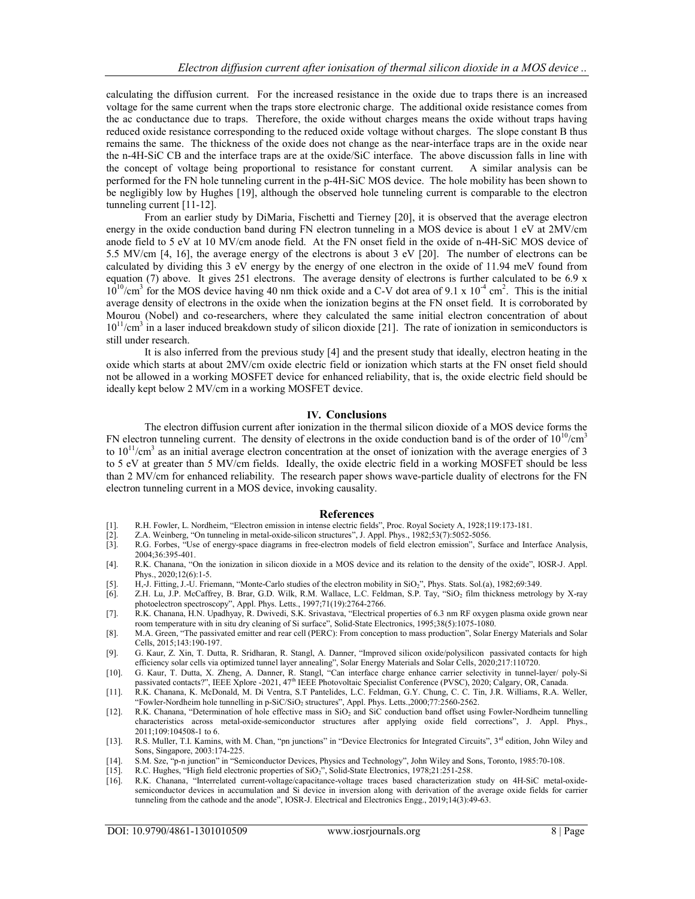calculating the diffusion current. For the increased resistance in the oxide due to traps there is an increased voltage for the same current when the traps store electronic charge. The additional oxide resistance comes from the ac conductance due to traps. Therefore, the oxide without charges means the oxide without traps having reduced oxide resistance corresponding to the reduced oxide voltage without charges. The slope constant B thus remains the same. The thickness of the oxide does not change as the near-interface traps are in the oxide near the n-4H-SiC CB and the interface traps are at the oxide/SiC interface. The above discussion falls in line with the concept of voltage being proportional to resistance for constant current. A similar analysis can be performed for the FN hole tunneling current in the p-4H-SiC MOS device. The hole mobility has been shown to be negligibly low by Hughes [19], although the observed hole tunneling current is comparable to the electron tunneling current [11-12].

From an earlier study by DiMaria, Fischetti and Tierney [20], it is observed that the average electron energy in the oxide conduction band during FN electron tunneling in a MOS device is about 1 eV at 2MV/cm anode field to 5 eV at 10 MV/cm anode field. At the FN onset field in the oxide of n-4H-SiC MOS device of 5.5 MV/cm [4, 16], the average energy of the electrons is about 3 eV [20]. The number of electrons can be calculated by dividing this 3 eV energy by the energy of one electron in the oxide of 11.94 meV found from equation (7) above. It gives 251 electrons. The average density of electrons is further calculated to be $6.9 \times 10^{10}/cm^3$ for the MOS device having 40 nm thick oxide and a C-V dot area of $9.1 \times 10^{-4}$ $cm^2$. This is the initial average density of electrons in the oxide when the ionization begins at the FN onset field. It is corroborated by Mourou (Nobel) and co-researchers, where they calculated the same initial electron concentration of about $10^{11}/cm^3$ in a laser induced breakdown study of silicon dioxide [21]. The rate of ionization in semiconductors is still under research.

It is also inferred from the previous study [4] and the present study that ideally, electron heating in the oxide which starts at about 2MV/cm oxide electric field or ionization which starts at the FN onset field should not be allowed in a working MOSFET device for enhanced reliability, that is, the oxide electric field should be ideally kept below 2 MV/cm in a working MOSFET device.

## IV. Conclusions

The electron diffusion current after ionization in the thermal silicon dioxide of a MOS device forms the FN electron tunneling current. The density of electrons in the oxide conduction band is of the order of $10^{10}/cm^3$ to $10^{11}/cm^3$ as an initial average electron concentration at the onset of ionization with the average energies of 3 to 5 eV at greater than 5 MV/cm fields. Ideally, the oxide electric field in a working MOSFET should be less than 2 MV/cm for enhanced reliability. The research paper shows wave-particle duality of electrons for the FN electron tunneling current in a MOS device, invoking causality.

## References

[1]. R.H. Fowler, L. Nordheim, "Electron emission in intense electric fields", Proc. Royal Society A, 1928;119:173-181.

[2]. Z.A. Weinberg, "On tunneling in metal-oxide-silicon structures", J. Appl. Phys., 1982;53(7):5052-5056.

[3]. R.G. Forbes, "Use of energy-space diagrams in free-electron models of field electron emission", Surface and Interface Analysis, 2004;36:395-401.

[4]. R.K. Chanana, "On the ionization in silicon dioxide in a MOS device and its relation to the density of the oxide", IOSR-J. Appl. Phys., 2020;12(6):1-5.

[5]. H,-J. Fitting, J.-U. Friemann, "Monte-Carlo studies of the electron mobility in $SiO_2$", Phys. Stats. Sol.(a), 1982;69:349.

[6]. Z.H. Lu, J.P. McCaffrey, B. Brar, G.D. Wilk, R.M. Wallace, L.C. Feldman, S.P. Tay, "$SiO_2$ film thickness metrology by X-ray photoelectron spectroscopy", Appl. Phys. Letts., 1997;71(19):2764-2766.

[7]. R.K. Chanana, H.N. Upadhyay, R. Dwivedi, S.K. Srivastava, "Electrical properties of 6.3 nm RF oxygen plasma oxide grown near room temperature with in situ dry cleaning of Si surface", Solid-State Electronics, 1995;38(5):1075-1080.

[8]. M.A. Green, "The passivated emitter and rear cell (PERC): From conception to mass production", Solar Energy Materials and Solar Cells, 2015;143:190-197.

[9]. G. Kaur, Z. Xin, T. Dutta, R. Sridharan, R. Stangl, A. Danner, "Improved silicon oxide/polysilicon passivated contacts for high efficiency solar cells via optimized tunnel layer annealing", Solar Energy Materials and Solar Cells, 2020;217:110720.

[10]. G. Kaur, T. Dutta, X. Zheng, A. Danner, R. Stangl, "Can interface charge enhance carrier selectivity in tunnel-layer/ poly-Si passivated contacts?", IEEE Xplore -2021, 47th IEEE Photovoltaic Specialist Conference (PVSC), 2020; Calgary, OR, Canada.

[11]. R.K. Chanana, K. McDonald, M. Di Ventra, S.T Pantelides, L.C. Feldman, G.Y. Chung, C. C. Tin, J.R. Williams, R.A. Weller, "Fowler-Nordheim hole tunnelling in p-SiC/$SiO_2$ structures", Appl. Phys. Letts.,2000;77:2560-2562.

[12]. R.K. Chanana, "Determination of hole effective mass in $SiO_2$ and SiC conduction band offset using Fowler-Nordheim tunnelling characteristics across metal-oxide-semiconductor structures after applying oxide field corrections", J. Appl. Phys., 2011;109:104508-1 to 6.

[13]. R.S. Muller, T.I. Kamins, with M. Chan, "pn junctions" in "Device Electronics for Integrated Circuits", 3rd edition, John Wiley and Sons, Singapore, 2003:174-225.

[14]. S.M. Sze, "p-n junction" in "Semiconductor Devices, Physics and Technology", John Wiley and Sons, Toronto, 1985:70-108.

[15]. R.C. Hughes, "High field electronic properties of $SiO_2$", Solid-State Electronics, 1978;21:251-258.

[16]. R.K. Chanana, "Interrelated current-voltage/capacitance-voltage traces based characterization study on 4H-SiC metal-oxide-semiconductor devices in accumulation and Si device in inversion along with derivation of the average oxide fields for carrier tunneling from the cathode and the anode", IOSR-J. Electrical and Electronics Engg., 2019;14(3):49-63.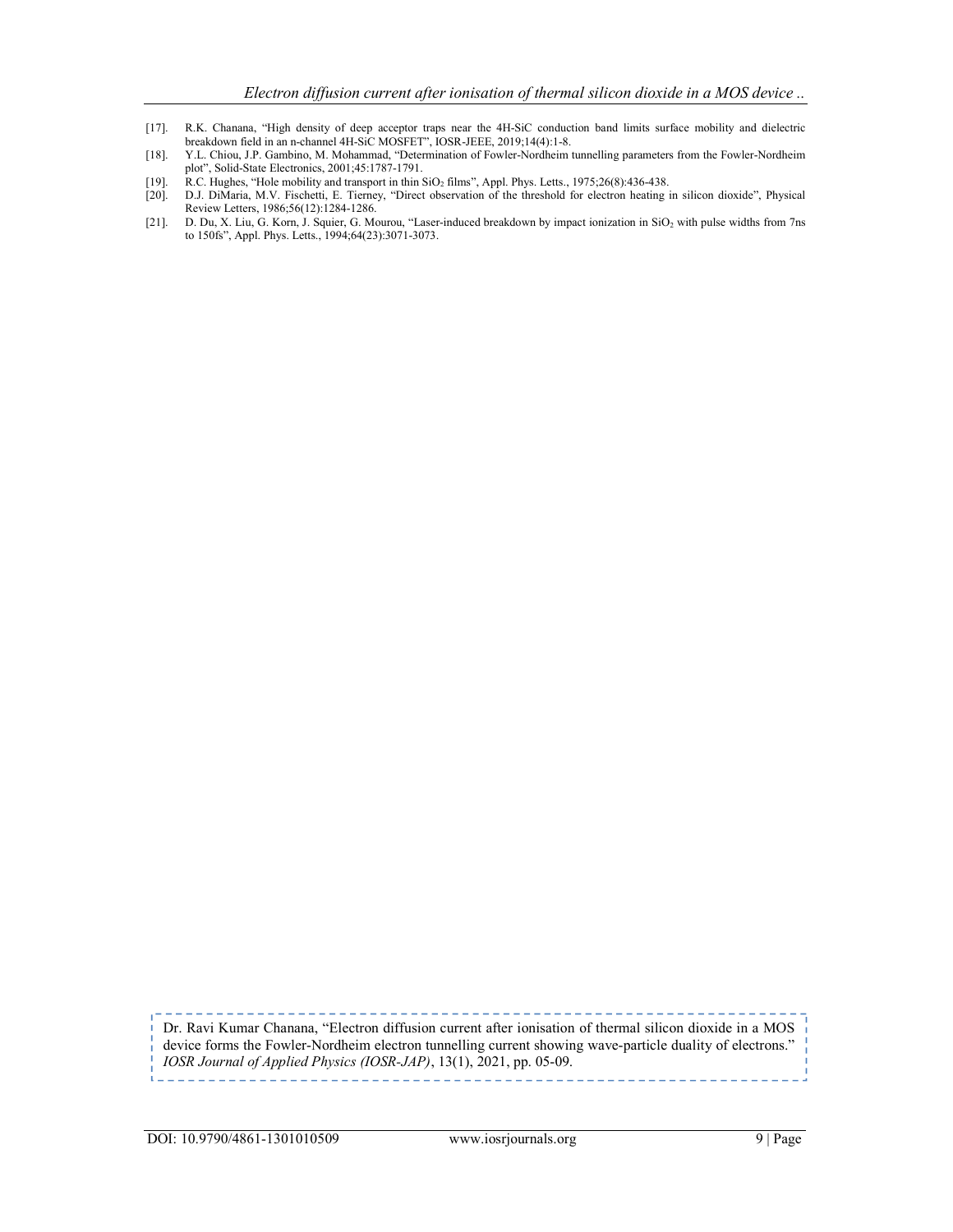[17]. R.K. Chanana, "High density of deep acceptor traps near the 4H-SiC conduction band limits surface mobility and dielectric breakdown field in an n-channel 4H-SiC MOSFET", IOSR-JEEE, 2019;14(4):1-8.

[18]. Y.L. Chiou, J.P. Gambino, M. Mohammad, "Determination of Fowler-Nordheim tunnelling parameters from the Fowler-Nordheim plot", Solid-State Electronics, 2001;45:1787-1791.

[19]. R.C. Hughes, "Hole mobility and transport in thin $SiO_2$ films", Appl. Phys. Letts., 1975;26(8):436-438.

[20]. D.J. DiMaria, M.V. Fischetti, E. Tierney, "Direct observation of the threshold for electron heating in silicon dioxide", Physical Review Letters, 1986;56(12):1284-1286.

[21]. D. Du, X. Liu, G. Korn, J. Squier, G. Mourou, "Laser-induced breakdown by impact ionization in $SiO_2$ with pulse widths from 7ns to 150fs", Appl. Phys. Letts., 1994;64(23):3071-3073.

Dr. Ravi Kumar Chanana, "Electron diffusion current after ionisation of thermal silicon dioxide in a MOS device forms the Fowler-Nordheim electron tunnelling current showing wave-particle duality of electrons." *IOSR Journal of Applied Physics (IOSR-JAP)*, 13(1), 2021, pp. 05-09.